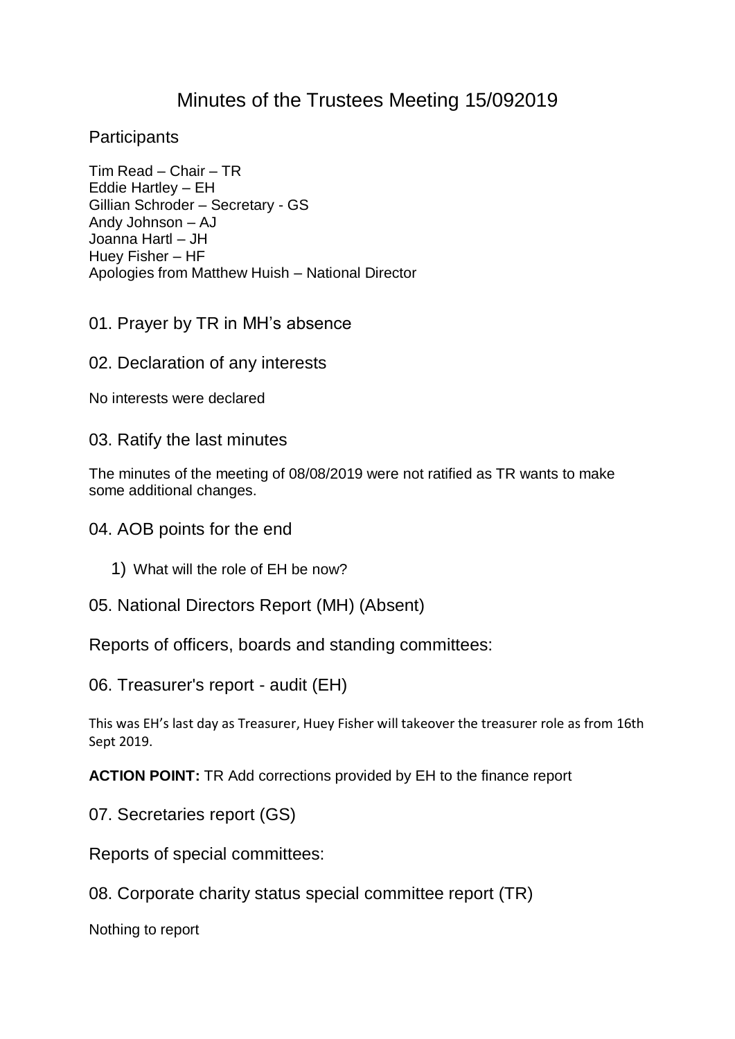# Minutes of the Trustees Meeting 15/092019

## Participants

Tim Read – Chair – TR
Eddie Hartley – EH
Gillian Schroder – Secretary - GS
Andy Johnson – AJ
Joanna Hartl – JH
Huey Fisher – HF
Apologies from Matthew Huish – National Director

## 01. Prayer by TR in MH's absence

## 02. Declaration of any interests

No interests were declared

## 03. Ratify the last minutes

The minutes of the meeting of 08/08/2019 were not ratified as TR wants to make some additional changes.

## 04. AOB points for the end

1) What will the role of EH be now?

## 05. National Directors Report (MH) (Absent)

## Reports of officers, boards and standing committees:

## 06. Treasurer's report - audit (EH)

This was EH's last day as Treasurer, Huey Fisher will takeover the treasurer role as from 16th Sept 2019.

**ACTION POINT:** TR Add corrections provided by EH to the finance report

## 07. Secretaries report (GS)

## Reports of special committees:

## 08. Corporate charity status special committee report (TR)

Nothing to report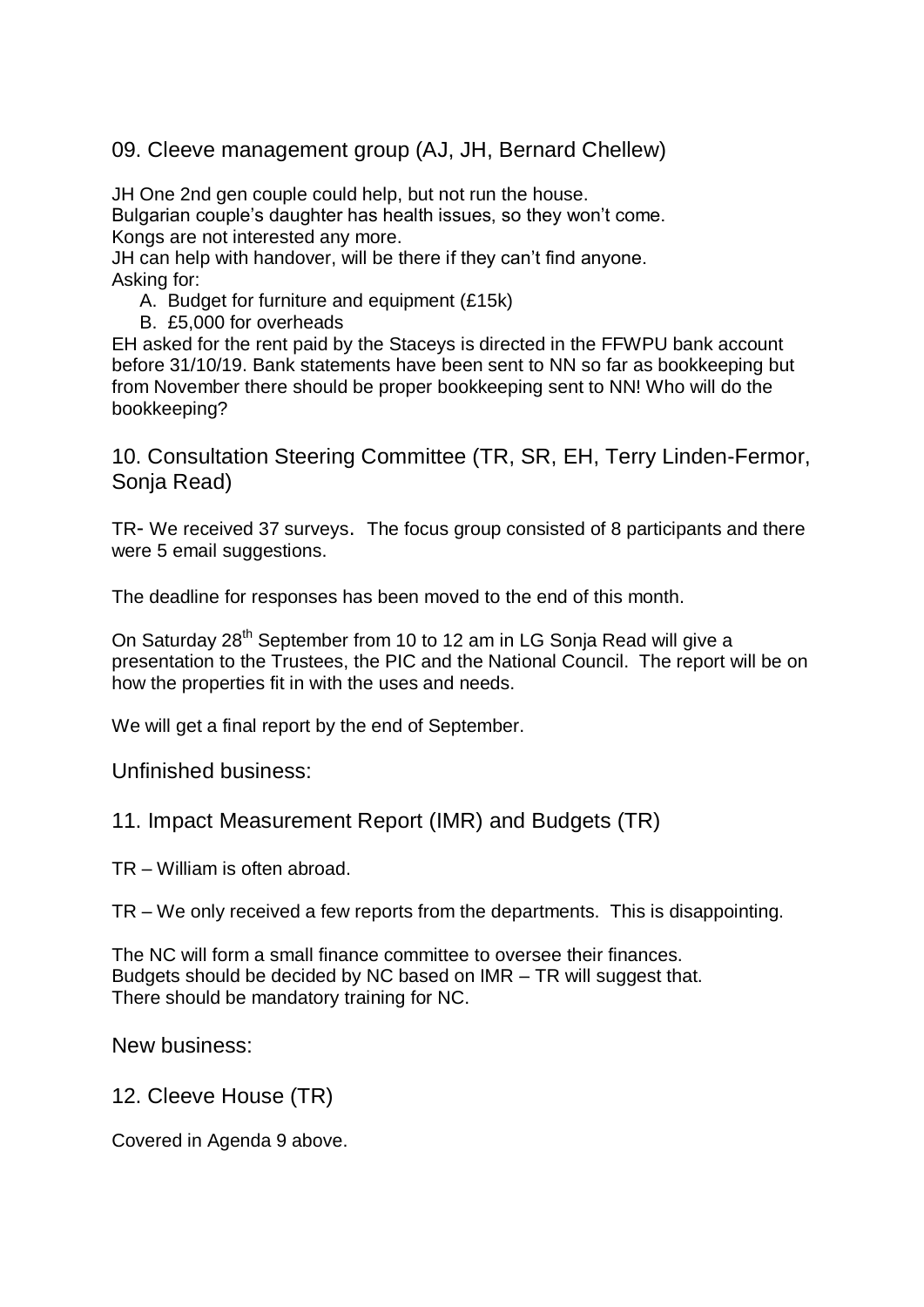## 09. Cleeve management group (AJ, JH, Bernard Chellew)

JH One 2nd gen couple could help, but not run the house.
Bulgarian couple's daughter has health issues, so they won't come.
Kongs are not interested any more.
JH can help with handover, will be there if they can't find anyone.
Asking for:

A. Budget for furniture and equipment (£15k)
B. £5,000 for overheads

EH asked for the rent paid by the Staceys is directed in the FFWPU bank account before 31/10/19. Bank statements have been sent to NN so far as bookkeeping but from November there should be proper bookkeeping sent to NN! Who will do the bookkeeping?

## 10. Consultation Steering Committee (TR, SR, EH, Terry Linden-Fermor, Sonja Read)

TR- We received 37 surveys. The focus group consisted of 8 participants and there were 5 email suggestions.

The deadline for responses has been moved to the end of this month.

On Saturday 28th September from 10 to 12 am in LG Sonja Read will give a presentation to the Trustees, the PIC and the National Council. The report will be on how the properties fit in with the uses and needs.

We will get a final report by the end of September.

## Unfinished business:

## 11. Impact Measurement Report (IMR) and Budgets (TR)

TR – William is often abroad.

TR – We only received a few reports from the departments. This is disappointing.

The NC will form a small finance committee to oversee their finances.
Budgets should be decided by NC based on IMR – TR will suggest that.
There should be mandatory training for NC.

## New business:

## 12. Cleeve House (TR)

Covered in Agenda 9 above.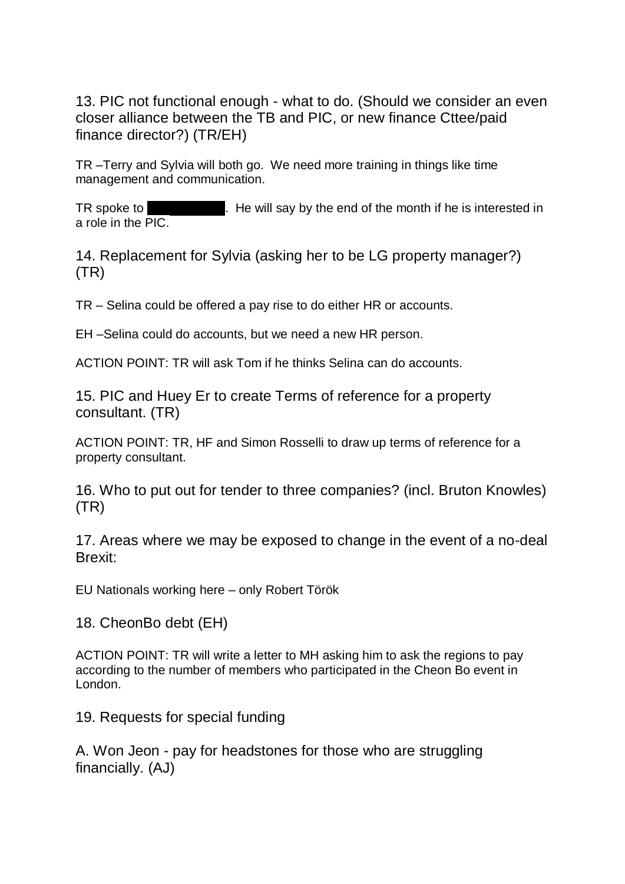13. PIC not functional enough - what to do. (Should we consider an even closer alliance between the TB and PIC, or new finance Cttee/paid finance director?) (TR/EH)

TR –Terry and Sylvia will both go. We need more training in things like time management and communication.

TR spoke to ██████████. He will say by the end of the month if he is interested in a role in the PIC.

14. Replacement for Sylvia (asking her to be LG property manager?) (TR)

TR – Selina could be offered a pay rise to do either HR or accounts.

EH –Selina could do accounts, but we need a new HR person.

ACTION POINT: TR will ask Tom if he thinks Selina can do accounts.

15. PIC and Huey Er to create Terms of reference for a property consultant. (TR)

ACTION POINT: TR, HF and Simon Rosselli to draw up terms of reference for a property consultant.

16. Who to put out for tender to three companies? (incl. Bruton Knowles) (TR)

17. Areas where we may be exposed to change in the event of a no-deal Brexit:

EU Nationals working here – only Robert Török

18. CheonBo debt (EH)

ACTION POINT: TR will write a letter to MH asking him to ask the regions to pay according to the number of members who participated in the Cheon Bo event in London.

19. Requests for special funding

A. Won Jeon - pay for headstones for those who are struggling financially. (AJ)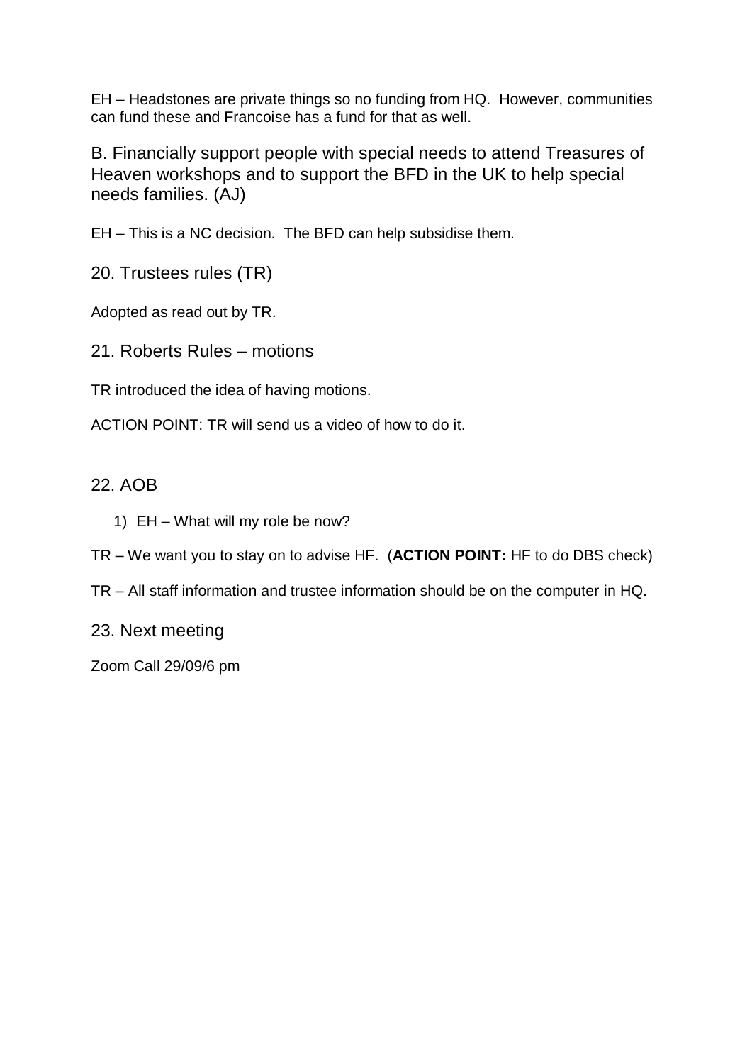EH – Headstones are private things so no funding from HQ. However, communities can fund these and Francoise has a fund for that as well.

B. Financially support people with special needs to attend Treasures of Heaven workshops and to support the BFD in the UK to help special needs families. (AJ)

EH – This is a NC decision. The BFD can help subsidise them.

## 20. Trustees rules (TR)

Adopted as read out by TR.

## 21. Roberts Rules – motions

TR introduced the idea of having motions.

ACTION POINT: TR will send us a video of how to do it.

## 22. AOB

1) EH – What will my role be now?

TR – We want you to stay on to advise HF. (**ACTION POINT:** HF to do DBS check)

TR – All staff information and trustee information should be on the computer in HQ.

## 23. Next meeting

Zoom Call 29/09/6 pm